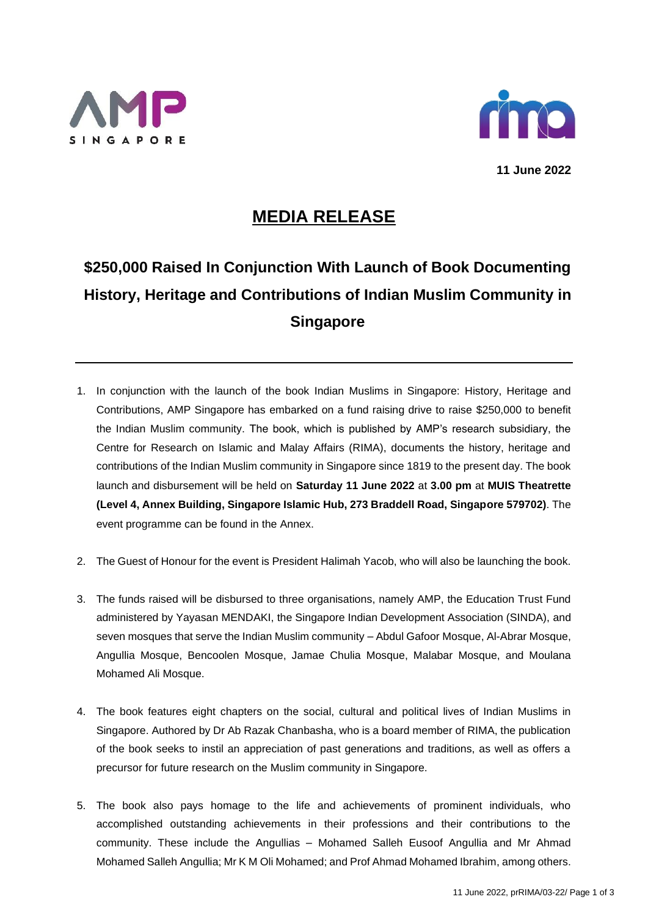AMP SINGAPORE

rima

**11 June 2022**

# MEDIA RELEASE

## $250,000 Raised In Conjunction With Launch of Book Documenting History, Heritage and Contributions of Indian Muslim Community in Singapore

---

1. In conjunction with the launch of the book Indian Muslims in Singapore: History, Heritage and Contributions, AMP Singapore has embarked on a fund raising drive to raise $250,000 to benefit the Indian Muslim community. The book, which is published by AMP's research subsidiary, the Centre for Research on Islamic and Malay Affairs (RIMA), documents the history, heritage and contributions of the Indian Muslim community in Singapore since 1819 to the present day. The book launch and disbursement will be held on **Saturday 11 June 2022** at **3.00 pm** at **MUIS Theatrette (Level 4, Annex Building, Singapore Islamic Hub, 273 Braddell Road, Singapore 579702)**. The event programme can be found in the Annex.

2. The Guest of Honour for the event is President Halimah Yacob, who will also be launching the book.

3. The funds raised will be disbursed to three organisations, namely AMP, the Education Trust Fund administered by Yayasan MENDAKI, the Singapore Indian Development Association (SINDA), and seven mosques that serve the Indian Muslim community – Abdul Gafoor Mosque, Al-Abrar Mosque, Angullia Mosque, Bencoolen Mosque, Jamae Chulia Mosque, Malabar Mosque, and Moulana Mohamed Ali Mosque.

4. The book features eight chapters on the social, cultural and political lives of Indian Muslims in Singapore. Authored by Dr Ab Razak Chanbasha, who is a board member of RIMA, the publication of the book seeks to instil an appreciation of past generations and traditions, as well as offers a precursor for future research on the Muslim community in Singapore.

5. The book also pays homage to the life and achievements of prominent individuals, who accomplished outstanding achievements in their professions and their contributions to the community. These include the Angullias – Mohamed Salleh Eusoof Angullia and Mr Ahmad Mohamed Salleh Angullia; Mr K M Oli Mohamed; and Prof Ahmad Mohamed Ibrahim, among others.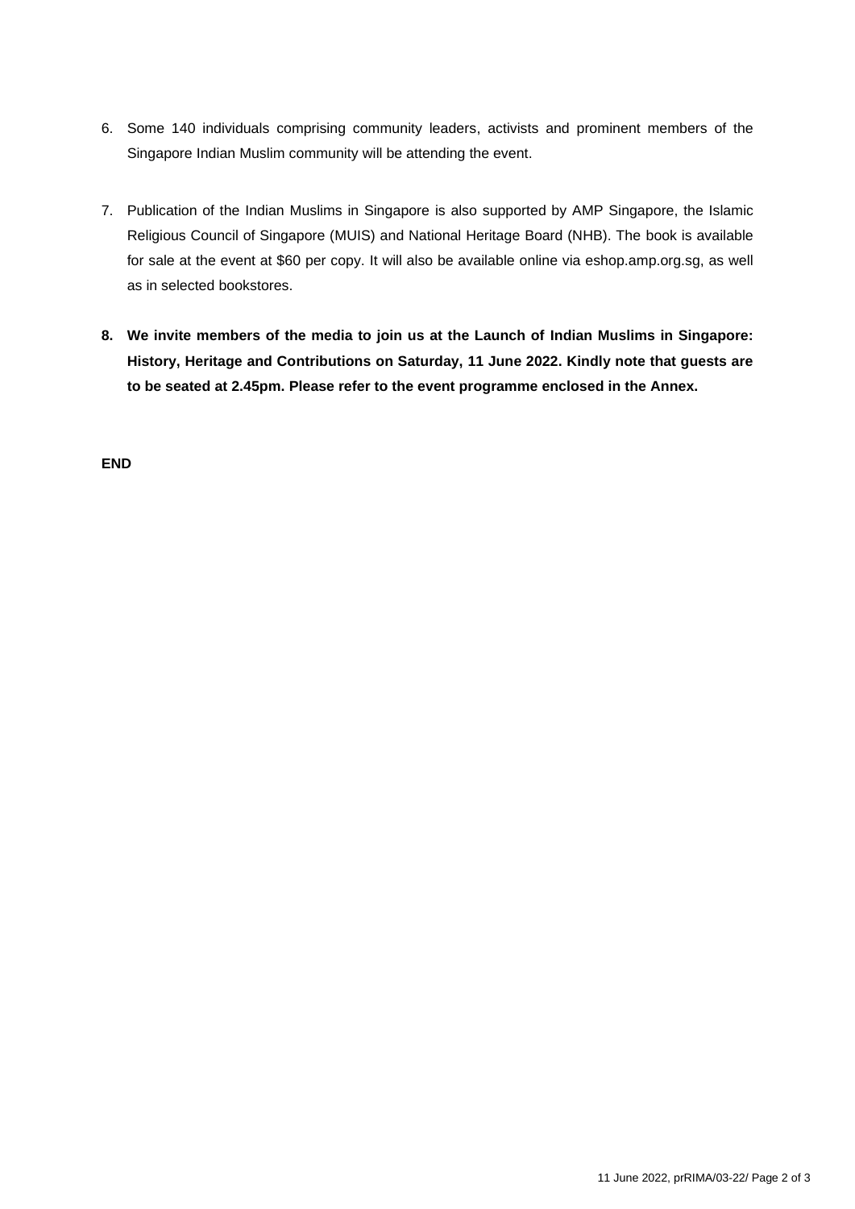6. Some 140 individuals comprising community leaders, activists and prominent members of the Singapore Indian Muslim community will be attending the event.

7. Publication of the Indian Muslims in Singapore is also supported by AMP Singapore, the Islamic Religious Council of Singapore (MUIS) and National Heritage Board (NHB). The book is available for sale at the event at $60 per copy. It will also be available online via eshop.amp.org.sg, as well as in selected bookstores.

8. **We invite members of the media to join us at the Launch of Indian Muslims in Singapore: History, Heritage and Contributions on Saturday, 11 June 2022. Kindly note that guests are to be seated at 2.45pm. Please refer to the event programme enclosed in the Annex.**

**END**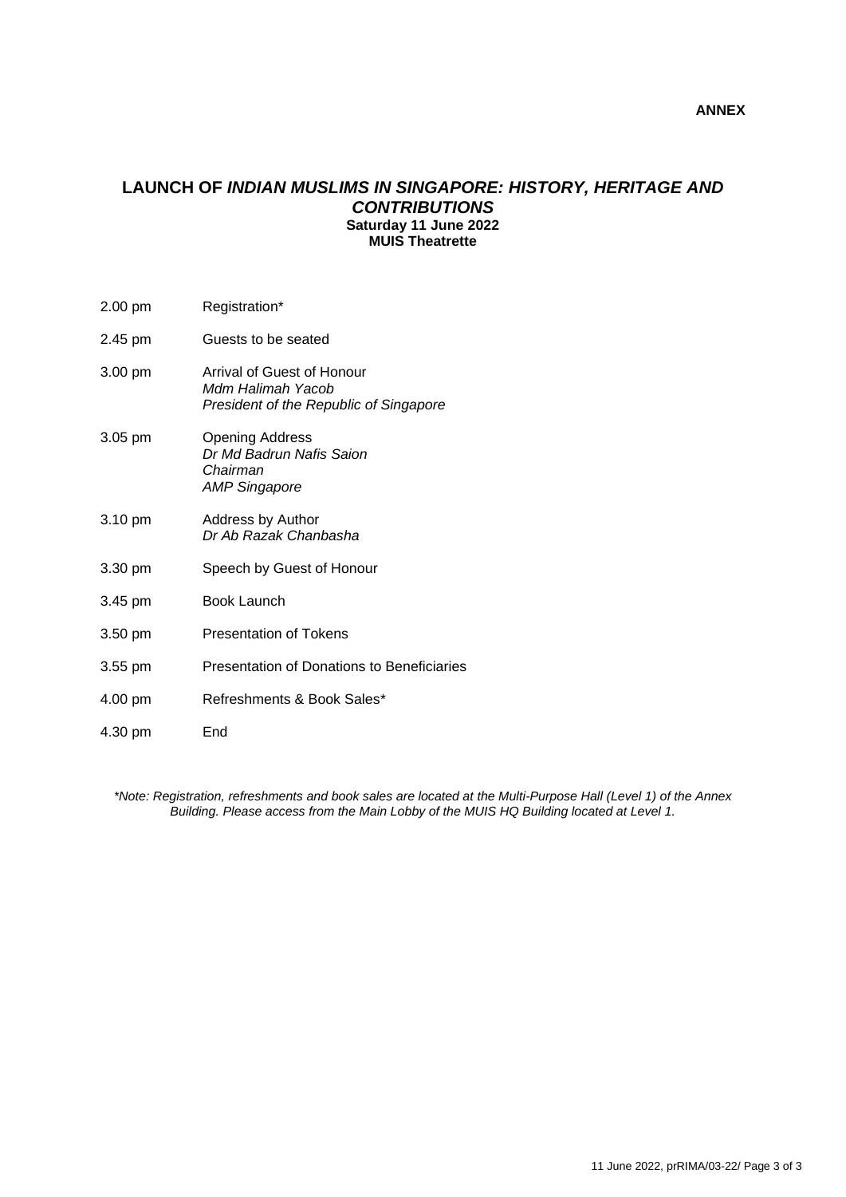**ANNEX**

## LAUNCH OF *INDIAN MUSLIMS IN SINGAPORE: HISTORY, HERITAGE AND CONTRIBUTIONS*

**Saturday 11 June 2022**
**MUIS Theatrette**

| | |
|---|---|
| 2.00 pm | Registration* |
| 2.45 pm | Guests to be seated |
| 3.00 pm | Arrival of Guest of Honour<br>*Mdm Halimah Yacob*<br>*President of the Republic of Singapore* |
| 3.05 pm | Opening Address<br>*Dr Md Badrun Nafis Saion*<br>*Chairman*<br>*AMP Singapore* |
| 3.10 pm | Address by Author<br>*Dr Ab Razak Chanbasha* |
| 3.30 pm | Speech by Guest of Honour |
| 3.45 pm | Book Launch |
| 3.50 pm | Presentation of Tokens |
| 3.55 pm | Presentation of Donations to Beneficiaries |
| 4.00 pm | Refreshments & Book Sales* |
| 4.30 pm | End |

*\*Note: Registration, refreshments and book sales are located at the Multi-Purpose Hall (Level 1) of the Annex Building. Please access from the Main Lobby of the MUIS HQ Building located at Level 1.*